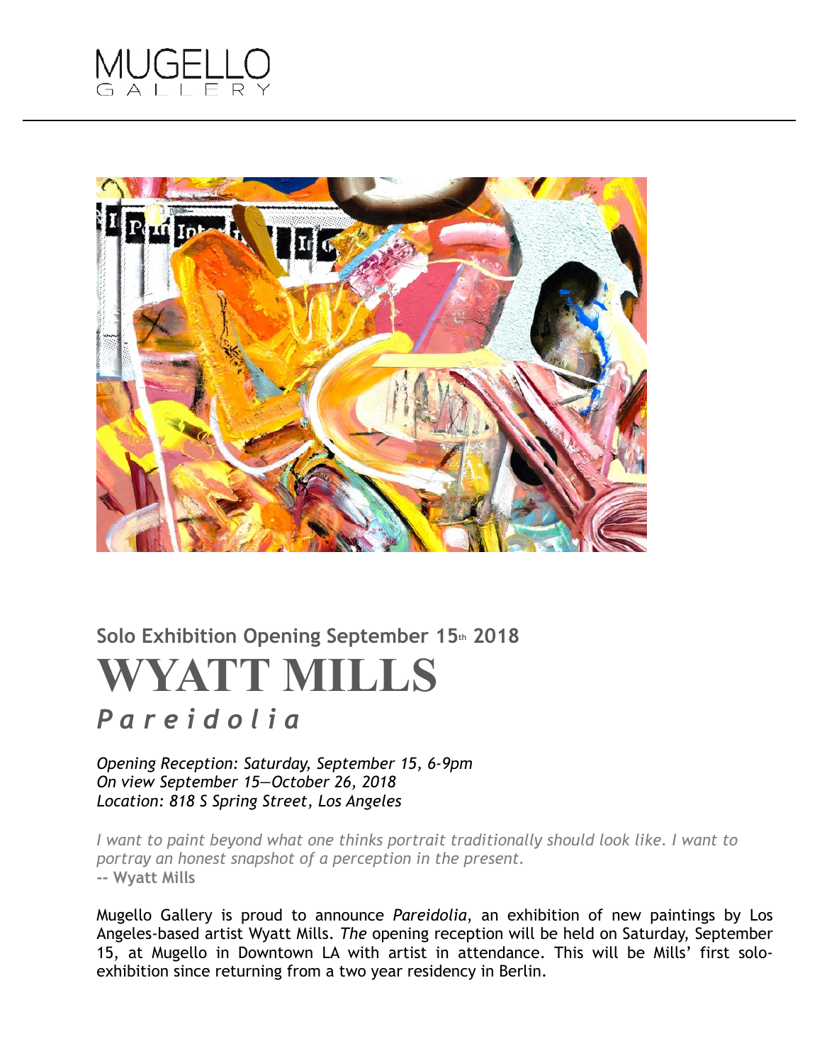MUGELLO
GALLERY

**Solo Exhibition Opening September 15th 2018**

# WYATT MILLS

## *Pareidolia*

*Opening Reception: Saturday, September 15, 6-9pm*
*On view September 15—October 26, 2018*
*Location: 818 S Spring Street, Los Angeles*

*I want to paint beyond what one thinks portrait traditionally should look like. I want to portray an honest snapshot of a perception in the present.*
**-- Wyatt Mills**

Mugello Gallery is proud to announce *Pareidolia*, an exhibition of new paintings by Los Angeles-based artist Wyatt Mills. *The* opening reception will be held on Saturday, September 15, at Mugello in Downtown LA with artist in attendance. This will be Mills' first solo-exhibition since returning from a two year residency in Berlin.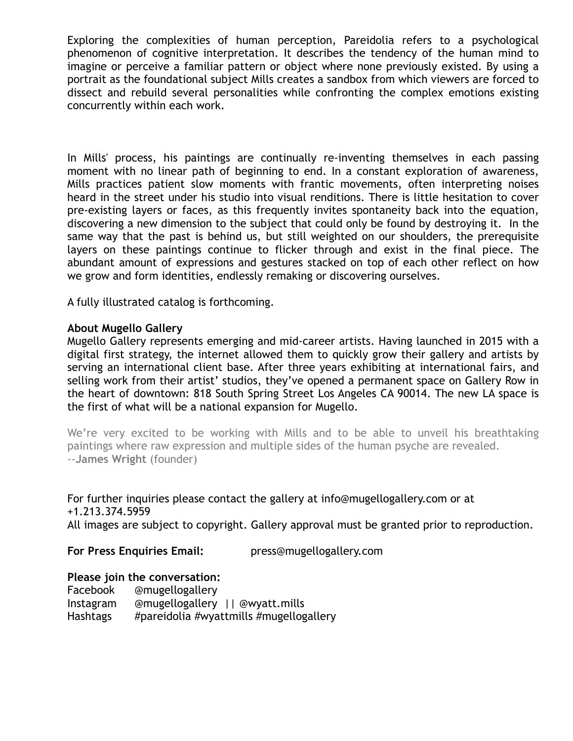Exploring the complexities of human perception, Pareidolia refers to a psychological phenomenon of cognitive interpretation. It describes the tendency of the human mind to imagine or perceive a familiar pattern or object where none previously existed. By using a portrait as the foundational subject Mills creates a sandbox from which viewers are forced to dissect and rebuild several personalities while confronting the complex emotions existing concurrently within each work.

In Mills' process, his paintings are continually re-inventing themselves in each passing moment with no linear path of beginning to end. In a constant exploration of awareness, Mills practices patient slow moments with frantic movements, often interpreting noises heard in the street under his studio into visual renditions. There is little hesitation to cover pre-existing layers or faces, as this frequently invites spontaneity back into the equation, discovering a new dimension to the subject that could only be found by destroying it. In the same way that the past is behind us, but still weighted on our shoulders, the prerequisite layers on these paintings continue to flicker through and exist in the final piece. The abundant amount of expressions and gestures stacked on top of each other reflect on how we grow and form identities, endlessly remaking or discovering ourselves.

A fully illustrated catalog is forthcoming.

**About Mugello Gallery**

Mugello Gallery represents emerging and mid-career artists. Having launched in 2015 with a digital first strategy, the internet allowed them to quickly grow their gallery and artists by serving an international client base. After three years exhibiting at international fairs, and selling work from their artist' studios, they've opened a permanent space on Gallery Row in the heart of downtown: 818 South Spring Street Los Angeles CA 90014. The new LA space is the first of what will be a national expansion for Mugello.

We're very excited to be working with Mills and to be able to unveil his breathtaking paintings where raw expression and multiple sides of the human psyche are revealed.
--**James Wright** (founder)

For further inquiries please contact the gallery at info@mugellogallery.com or at +1.213.374.5959
All images are subject to copyright. Gallery approval must be granted prior to reproduction.

**For Press Enquiries Email:** press@mugellogallery.com

**Please join the conversation:**

Facebook @mugellogallery
Instagram @mugellogallery || @wyatt.mills
Hashtags #pareidolia #wyattmills #mugellogallery